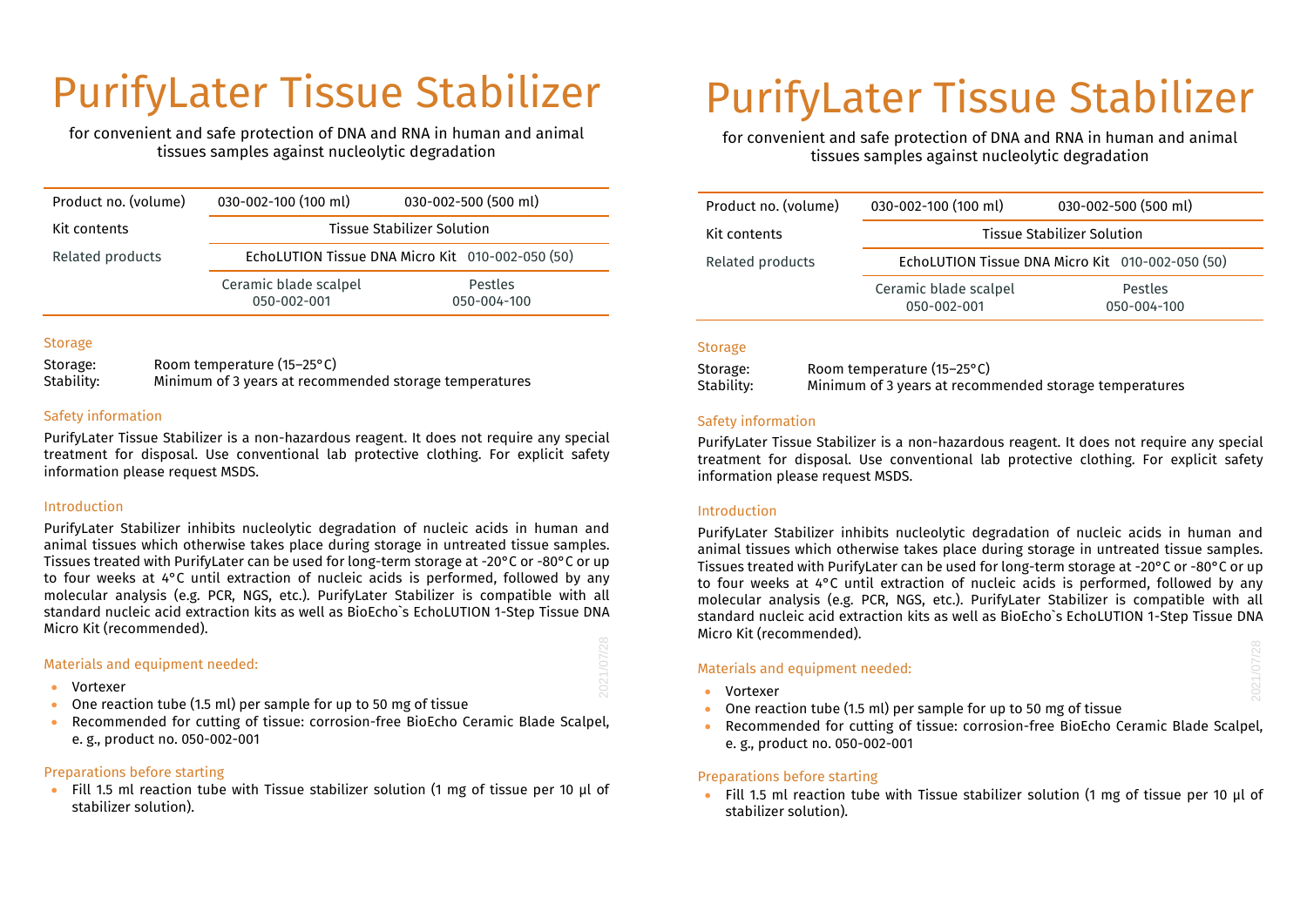# PurifyLater Tissue Stabilizer

for convenient and safe protection of DNA and RNA in human and animal tissues samples against nucleolytic degradation

| Product no. (volume) | 030-002-100 (100 ml) | 030-002-500 (500 ml) |
|---|---|---|
| Kit contents | Tissue Stabilizer Solution | |
| Related products | EchoLUTION Tissue DNA Micro Kit 010-002-050 (50) | |
| | Ceramic blade scalpel 050-002-001 | Pestles 050-004-100 |

### Storage

Storage: Room temperature (15–25°C)
Stability: Minimum of 3 years at recommended storage temperatures

### Safety information

PurifyLater Tissue Stabilizer is a non-hazardous reagent. It does not require any special treatment for disposal. Use conventional lab protective clothing. For explicit safety information please request MSDS.

### Introduction

PurifyLater Stabilizer inhibits nucleolytic degradation of nucleic acids in human and animal tissues which otherwise takes place during storage in untreated tissue samples. Tissues treated with PurifyLater can be used for long-term storage at -20°C or -80°C or up to four weeks at 4°C until extraction of nucleic acids is performed, followed by any molecular analysis (e.g. PCR, NGS, etc.). PurifyLater Stabilizer is compatible with all standard nucleic acid extraction kits as well as BioEcho`s EchoLUTION 1-Step Tissue DNA Micro Kit (recommended).

### Materials and equipment needed:

- Vortexer
- One reaction tube (1.5 ml) per sample for up to 50 mg of tissue
- Recommended for cutting of tissue: corrosion-free BioEcho Ceramic Blade Scalpel, e. g., product no. 050-002-001

### Preparations before starting

- Fill 1.5 ml reaction tube with Tissue stabilizer solution (1 mg of tissue per 10 µl of stabilizer solution).

# PurifyLater Tissue Stabilizer

for convenient and safe protection of DNA and RNA in human and animal tissues samples against nucleolytic degradation

| Product no. (volume) | 030-002-100 (100 ml) | 030-002-500 (500 ml) |
|---|---|---|
| Kit contents | Tissue Stabilizer Solution | |
| Related products | EchoLUTION Tissue DNA Micro Kit 010-002-050 (50) | |
| | Ceramic blade scalpel 050-002-001 | Pestles 050-004-100 |

### Storage

Storage: Room temperature (15–25°C)
Stability: Minimum of 3 years at recommended storage temperatures

### Safety information

PurifyLater Tissue Stabilizer is a non-hazardous reagent. It does not require any special treatment for disposal. Use conventional lab protective clothing. For explicit safety information please request MSDS.

### Introduction

PurifyLater Stabilizer inhibits nucleolytic degradation of nucleic acids in human and animal tissues which otherwise takes place during storage in untreated tissue samples. Tissues treated with PurifyLater can be used for long-term storage at -20°C or -80°C or up to four weeks at 4°C until extraction of nucleic acids is performed, followed by any molecular analysis (e.g. PCR, NGS, etc.). PurifyLater Stabilizer is compatible with all standard nucleic acid extraction kits as well as BioEcho`s EchoLUTION 1-Step Tissue DNA Micro Kit (recommended).

### Materials and equipment needed:

- Vortexer
- One reaction tube (1.5 ml) per sample for up to 50 mg of tissue
- Recommended for cutting of tissue: corrosion-free BioEcho Ceramic Blade Scalpel, e. g., product no. 050-002-001

### Preparations before starting

- Fill 1.5 ml reaction tube with Tissue stabilizer solution (1 mg of tissue per 10 µl of stabilizer solution).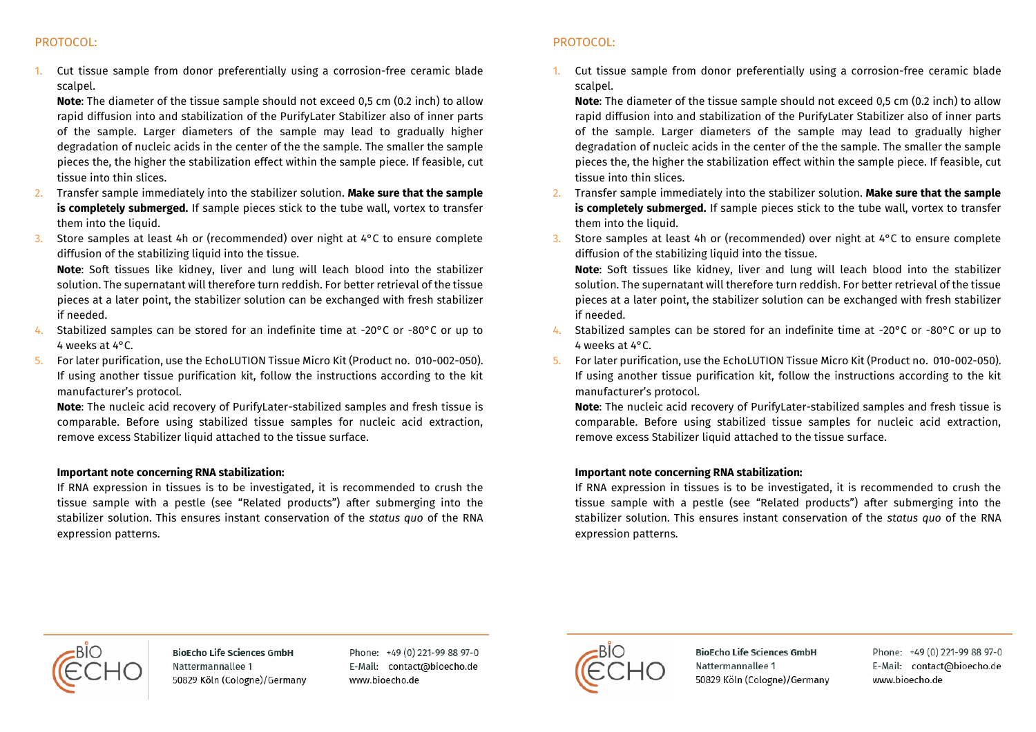PROTOCOL:

1. Cut tissue sample from donor preferentially using a corrosion-free ceramic blade scalpel.
   **Note**: The diameter of the tissue sample should not exceed 0,5 cm (0.2 inch) to allow rapid diffusion into and stabilization of the PurifyLater Stabilizer also of inner parts of the sample. Larger diameters of the sample may lead to gradually higher degradation of nucleic acids in the center of the the sample. The smaller the sample pieces the, the higher the stabilization effect within the sample piece. If feasible, cut tissue into thin slices.
2. Transfer sample immediately into the stabilizer solution. **Make sure that the sample is completely submerged.** If sample pieces stick to the tube wall, vortex to transfer them into the liquid.
3. Store samples at least 4h or (recommended) over night at 4°C to ensure complete diffusion of the stabilizing liquid into the tissue.
   **Note**: Soft tissues like kidney, liver and lung will leach blood into the stabilizer solution. The supernatant will therefore turn reddish. For better retrieval of the tissue pieces at a later point, the stabilizer solution can be exchanged with fresh stabilizer if needed.
4. Stabilized samples can be stored for an indefinite time at -20°C or -80°C or up to 4 weeks at 4°C.
5. For later purification, use the EchoLUTION Tissue Micro Kit (Product no. 010-002-050). If using another tissue purification kit, follow the instructions according to the kit manufacturer's protocol.
   **Note**: The nucleic acid recovery of PurifyLater-stabilized samples and fresh tissue is comparable. Before using stabilized tissue samples for nucleic acid extraction, remove excess Stabilizer liquid attached to the tissue surface.

**Important note concerning RNA stabilization:**
If RNA expression in tissues is to be investigated, it is recommended to crush the tissue sample with a pestle (see "Related products") after submerging into the stabilizer solution. This ensures instant conservation of the *status quo* of the RNA expression patterns.

**BioEcho Life Sciences GmbH**
Nattermannallee 1
50829 Köln (Cologne)/Germany

Phone: +49 (0) 221-99 88 97-0
E-Mail: contact@bioecho.de
www.bioecho.de

PROTOCOL:

1. Cut tissue sample from donor preferentially using a corrosion-free ceramic blade scalpel.
   **Note**: The diameter of the tissue sample should not exceed 0,5 cm (0.2 inch) to allow rapid diffusion into and stabilization of the PurifyLater Stabilizer also of inner parts of the sample. Larger diameters of the sample may lead to gradually higher degradation of nucleic acids in the center of the the sample. The smaller the sample pieces the, the higher the stabilization effect within the sample piece. If feasible, cut tissue into thin slices.
2. Transfer sample immediately into the stabilizer solution. **Make sure that the sample is completely submerged.** If sample pieces stick to the tube wall, vortex to transfer them into the liquid.
3. Store samples at least 4h or (recommended) over night at 4°C to ensure complete diffusion of the stabilizing liquid into the tissue.
   **Note**: Soft tissues like kidney, liver and lung will leach blood into the stabilizer solution. The supernatant will therefore turn reddish. For better retrieval of the tissue pieces at a later point, the stabilizer solution can be exchanged with fresh stabilizer if needed.
4. Stabilized samples can be stored for an indefinite time at -20°C or -80°C or up to 4 weeks at 4°C.
5. For later purification, use the EchoLUTION Tissue Micro Kit (Product no. 010-002-050). If using another tissue purification kit, follow the instructions according to the kit manufacturer's protocol.
   **Note**: The nucleic acid recovery of PurifyLater-stabilized samples and fresh tissue is comparable. Before using stabilized tissue samples for nucleic acid extraction, remove excess Stabilizer liquid attached to the tissue surface.

**Important note concerning RNA stabilization:**
If RNA expression in tissues is to be investigated, it is recommended to crush the tissue sample with a pestle (see "Related products") after submerging into the stabilizer solution. This ensures instant conservation of the *status quo* of the RNA expression patterns.

**BioEcho Life Sciences GmbH**
Nattermannallee 1
50829 Köln (Cologne)/Germany

Phone: +49 (0) 221-99 88 97-0
E-Mail: contact@bioecho.de
www.bioecho.de